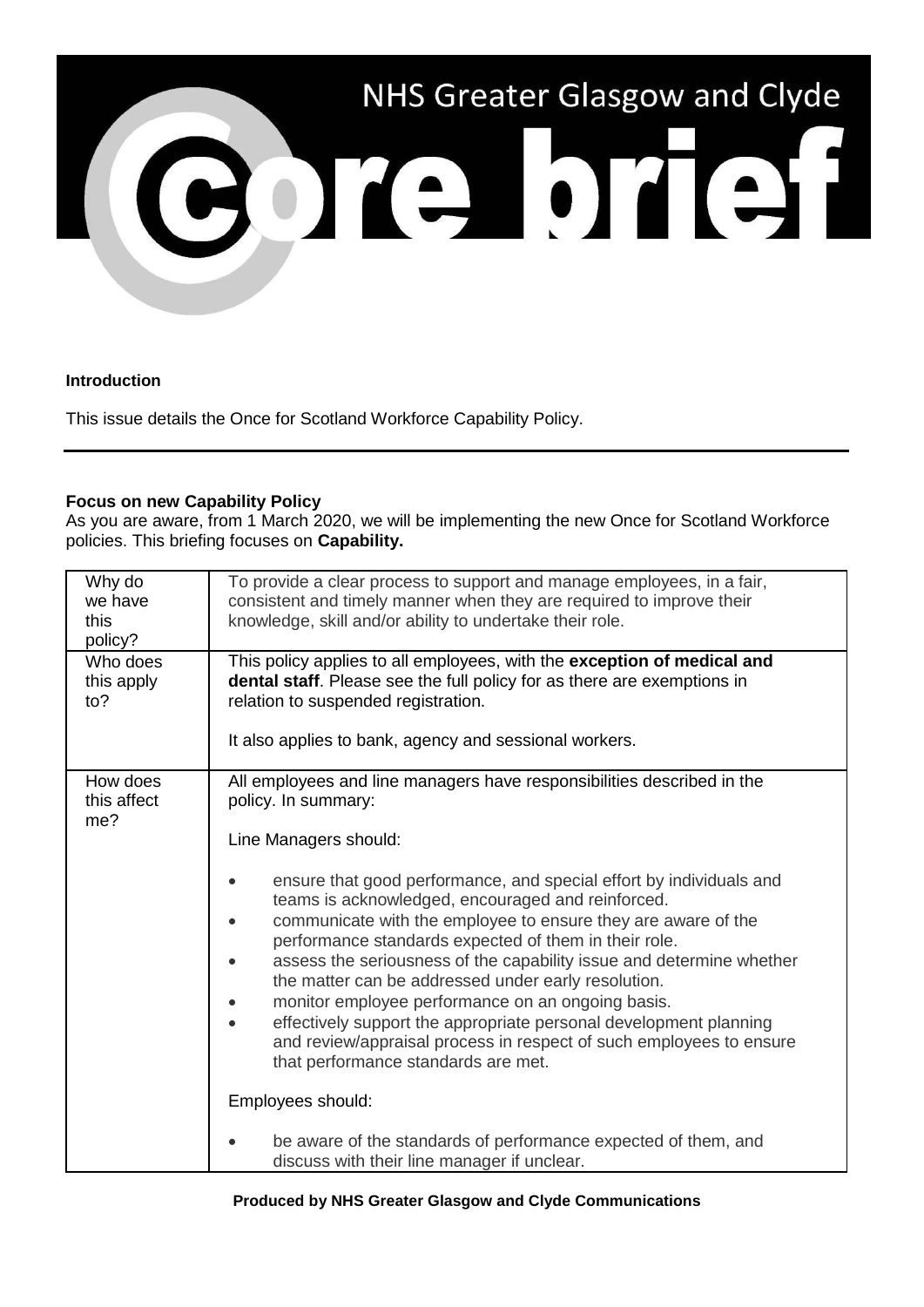# NHS Greater Glasgow and Clyde

# Core brief

**Introduction**

This issue details the Once for Scotland Workforce Capability Policy.

---

**Focus on new Capability Policy**

As you are aware, from 1 March 2020, we will be implementing the new Once for Scotland Workforce policies. This briefing focuses on **Capability.**

| | |
|---|---|
| Why do we have this policy? | To provide a clear process to support and manage employees, in a fair, consistent and timely manner when they are required to improve their knowledge, skill and/or ability to undertake their role. |
| Who does this apply to? | This policy applies to all employees, with the **exception of medical and dental staff**. Please see the full policy for as there are exemptions in relation to suspended registration.<br><br>It also applies to bank, agency and sessional workers. |
| How does this affect me? | All employees and line managers have responsibilities described in the policy. In summary:<br><br>Line Managers should:<br><br>• ensure that good performance, and special effort by individuals and teams is acknowledged, encouraged and reinforced.<br>• communicate with the employee to ensure they are aware of the performance standards expected of them in their role.<br>• assess the seriousness of the capability issue and determine whether the matter can be addressed under early resolution.<br>• monitor employee performance on an ongoing basis.<br>• effectively support the appropriate personal development planning and review/appraisal process in respect of such employees to ensure that performance standards are met.<br><br>Employees should:<br><br>• be aware of the standards of performance expected of them, and discuss with their line manager if unclear. |

**Produced by NHS Greater Glasgow and Clyde Communications**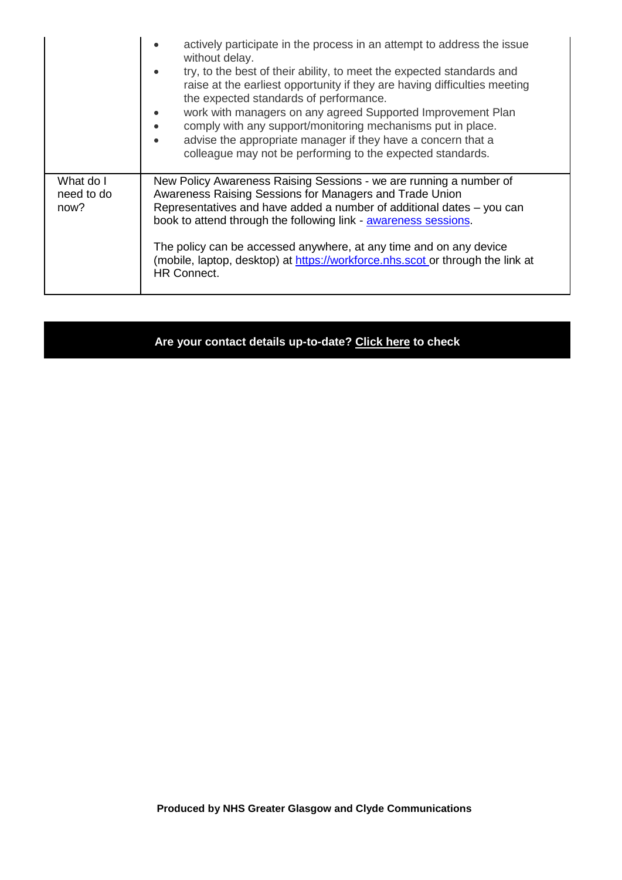| | |
|---|---|
| | • actively participate in the process in an attempt to address the issue without delay.<br>• try, to the best of their ability, to meet the expected standards and raise at the earliest opportunity if they are having difficulties meeting the expected standards of performance.<br>• work with managers on any agreed Supported Improvement Plan<br>• comply with any support/monitoring mechanisms put in place.<br>• advise the appropriate manager if they have a concern that a colleague may not be performing to the expected standards. |
| What do I need to do now? | New Policy Awareness Raising Sessions - we are running a number of Awareness Raising Sessions for Managers and Trade Union Representatives and have added a number of additional dates – you can book to attend through the following link - awareness sessions.<br><br>The policy can be accessed anywhere, at any time and on any device (mobile, laptop, desktop) at https://workforce.nhs.scot or through the link at HR Connect. |

**Are your contact details up-to-date? Click here to check**

**Produced by NHS Greater Glasgow and Clyde Communications**